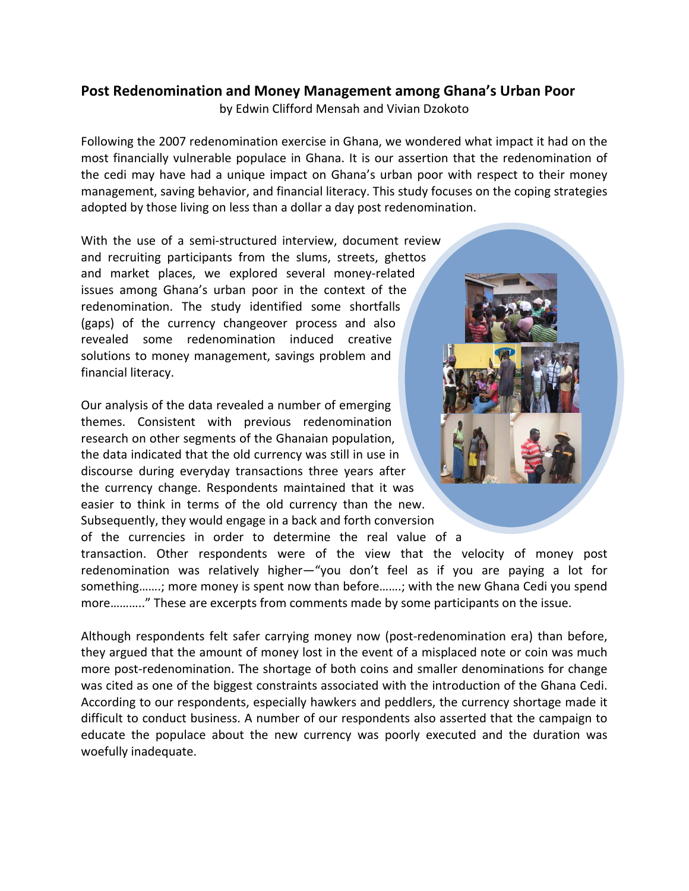# Post Redenomination and Money Management among Ghana's Urban Poor

by Edwin Clifford Mensah and Vivian Dzokoto

Following the 2007 redenomination exercise in Ghana, we wondered what impact it had on the most financially vulnerable populace in Ghana. It is our assertion that the redenomination of the cedi may have had a unique impact on Ghana's urban poor with respect to their money management, saving behavior, and financial literacy. This study focuses on the coping strategies adopted by those living on less than a dollar a day post redenomination.

With the use of a semi-structured interview, document review and recruiting participants from the slums, streets, ghettos and market places, we explored several money-related issues among Ghana's urban poor in the context of the redenomination. The study identified some shortfalls (gaps) of the currency changeover process and also revealed some redenomination induced creative solutions to money management, savings problem and financial literacy.

Our analysis of the data revealed a number of emerging themes. Consistent with previous redenomination research on other segments of the Ghanaian population, the data indicated that the old currency was still in use in discourse during everyday transactions three years after the currency change. Respondents maintained that it was easier to think in terms of the old currency than the new. Subsequently, they would engage in a back and forth conversion of the currencies in order to determine the real value of a transaction. Other respondents were of the view that the velocity of money post redenomination was relatively higher—"you don't feel as if you are paying a lot for something…….; more money is spent now than before…….; with the new Ghana Cedi you spend more………." These are excerpts from comments made by some participants on the issue.

Although respondents felt safer carrying money now (post-redenomination era) than before, they argued that the amount of money lost in the event of a misplaced note or coin was much more post-redenomination. The shortage of both coins and smaller denominations for change was cited as one of the biggest constraints associated with the introduction of the Ghana Cedi. According to our respondents, especially hawkers and peddlers, the currency shortage made it difficult to conduct business. A number of our respondents also asserted that the campaign to educate the populace about the new currency was poorly executed and the duration was woefully inadequate.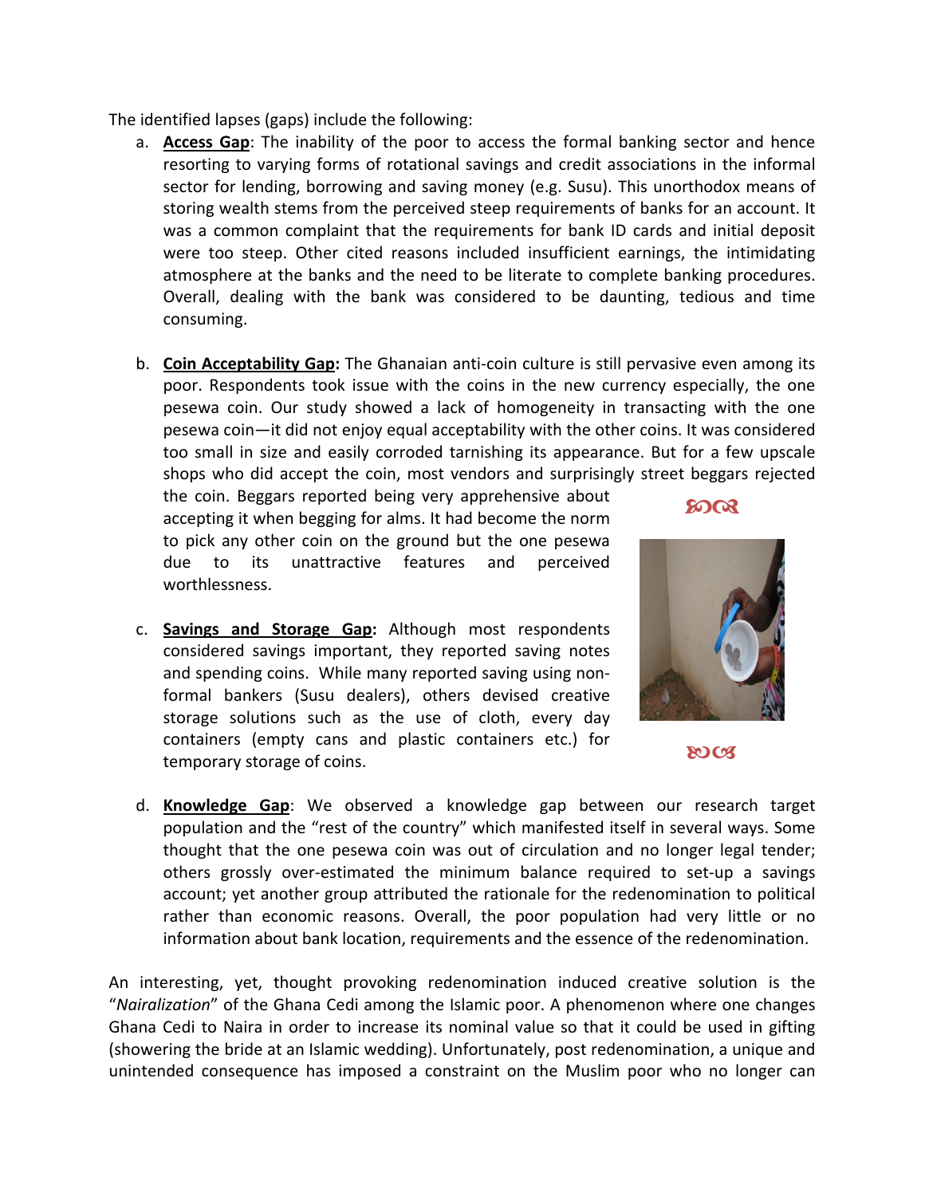The identified lapses (gaps) include the following:

a. **Access Gap**: The inability of the poor to access the formal banking sector and hence resorting to varying forms of rotational savings and credit associations in the informal sector for lending, borrowing and saving money (e.g. Susu). This unorthodox means of storing wealth stems from the perceived steep requirements of banks for an account. It was a common complaint that the requirements for bank ID cards and initial deposit were too steep. Other cited reasons included insufficient earnings, the intimidating atmosphere at the banks and the need to be literate to complete banking procedures. Overall, dealing with the bank was considered to be daunting, tedious and time consuming.

b. **Coin Acceptability Gap:** The Ghanaian anti-coin culture is still pervasive even among its poor. Respondents took issue with the coins in the new currency especially, the one pesewa coin. Our study showed a lack of homogeneity in transacting with the one pesewa coin—it did not enjoy equal acceptability with the other coins. It was considered too small in size and easily corroded tarnishing its appearance. But for a few upscale shops who did accept the coin, most vendors and surprisingly street beggars rejected the coin. Beggars reported being very apprehensive about accepting it when begging for alms. It had become the norm to pick any other coin on the ground but the one pesewa due to its unattractive features and perceived worthlessness.

c. **Savings and Storage Gap:** Although most respondents considered savings important, they reported saving notes and spending coins. While many reported saving using non-formal bankers (Susu dealers), others devised creative storage solutions such as the use of cloth, every day containers (empty cans and plastic containers etc.) for temporary storage of coins.

d. **Knowledge Gap**: We observed a knowledge gap between our research target population and the "rest of the country" which manifested itself in several ways. Some thought that the one pesewa coin was out of circulation and no longer legal tender; others grossly over-estimated the minimum balance required to set-up a savings account; yet another group attributed the rationale for the redenomination to political rather than economic reasons. Overall, the poor population had very little or no information about bank location, requirements and the essence of the redenomination.

An interesting, yet, thought provoking redenomination induced creative solution is the "*Nairalization*" of the Ghana Cedi among the Islamic poor. A phenomenon where one changes Ghana Cedi to Naira in order to increase its nominal value so that it could be used in gifting (showering the bride at an Islamic wedding). Unfortunately, post redenomination, a unique and unintended consequence has imposed a constraint on the Muslim poor who no longer can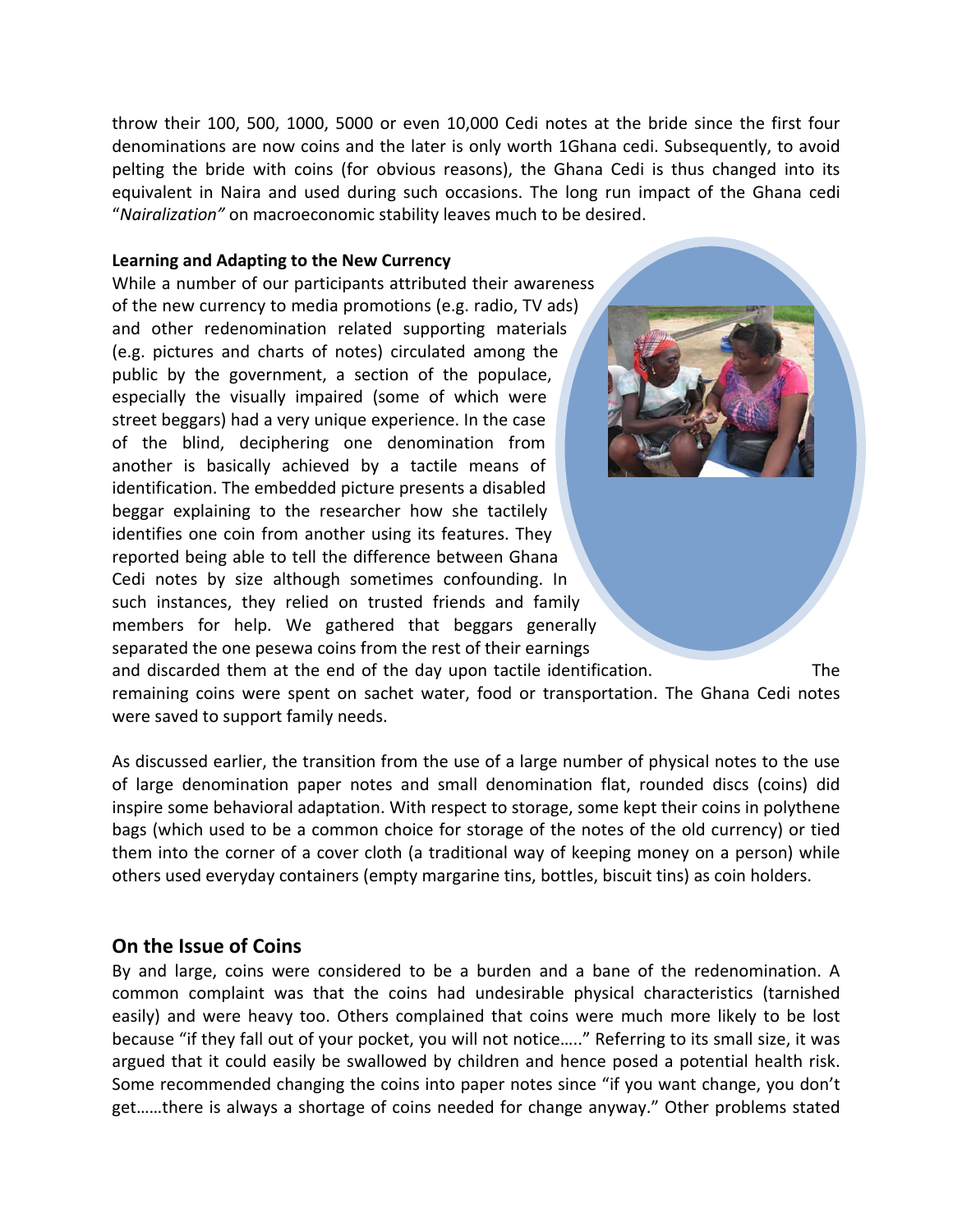throw their 100, 500, 1000, 5000 or even 10,000 Cedi notes at the bride since the first four denominations are now coins and the later is only worth 1Ghana cedi. Subsequently, to avoid pelting the bride with coins (for obvious reasons), the Ghana Cedi is thus changed into its equivalent in Naira and used during such occasions. The long run impact of the Ghana cedi "*Nairalization"* on macroeconomic stability leaves much to be desired.

**Learning and Adapting to the New Currency**

While a number of our participants attributed their awareness of the new currency to media promotions (e.g. radio, TV ads) and other redenomination related supporting materials (e.g. pictures and charts of notes) circulated among the public by the government, a section of the populace, especially the visually impaired (some of which were street beggars) had a very unique experience. In the case of the blind, deciphering one denomination from another is basically achieved by a tactile means of identification. The embedded picture presents a disabled beggar explaining to the researcher how she tactilely identifies one coin from another using its features. They reported being able to tell the difference between Ghana Cedi notes by size although sometimes confounding. In such instances, they relied on trusted friends and family members for help. We gathered that beggars generally separated the one pesewa coins from the rest of their earnings and discarded them at the end of the day upon tactile identification. The remaining coins were spent on sachet water, food or transportation. The Ghana Cedi notes were saved to support family needs.

As discussed earlier, the transition from the use of a large number of physical notes to the use of large denomination paper notes and small denomination flat, rounded discs (coins) did inspire some behavioral adaptation. With respect to storage, some kept their coins in polythene bags (which used to be a common choice for storage of the notes of the old currency) or tied them into the corner of a cover cloth (a traditional way of keeping money on a person) while others used everyday containers (empty margarine tins, bottles, biscuit tins) as coin holders.

## On the Issue of Coins

By and large, coins were considered to be a burden and a bane of the redenomination. A common complaint was that the coins had undesirable physical characteristics (tarnished easily) and were heavy too. Others complained that coins were much more likely to be lost because "if they fall out of your pocket, you will not notice….." Referring to its small size, it was argued that it could easily be swallowed by children and hence posed a potential health risk. Some recommended changing the coins into paper notes since "if you want change, you don't get……there is always a shortage of coins needed for change anyway." Other problems stated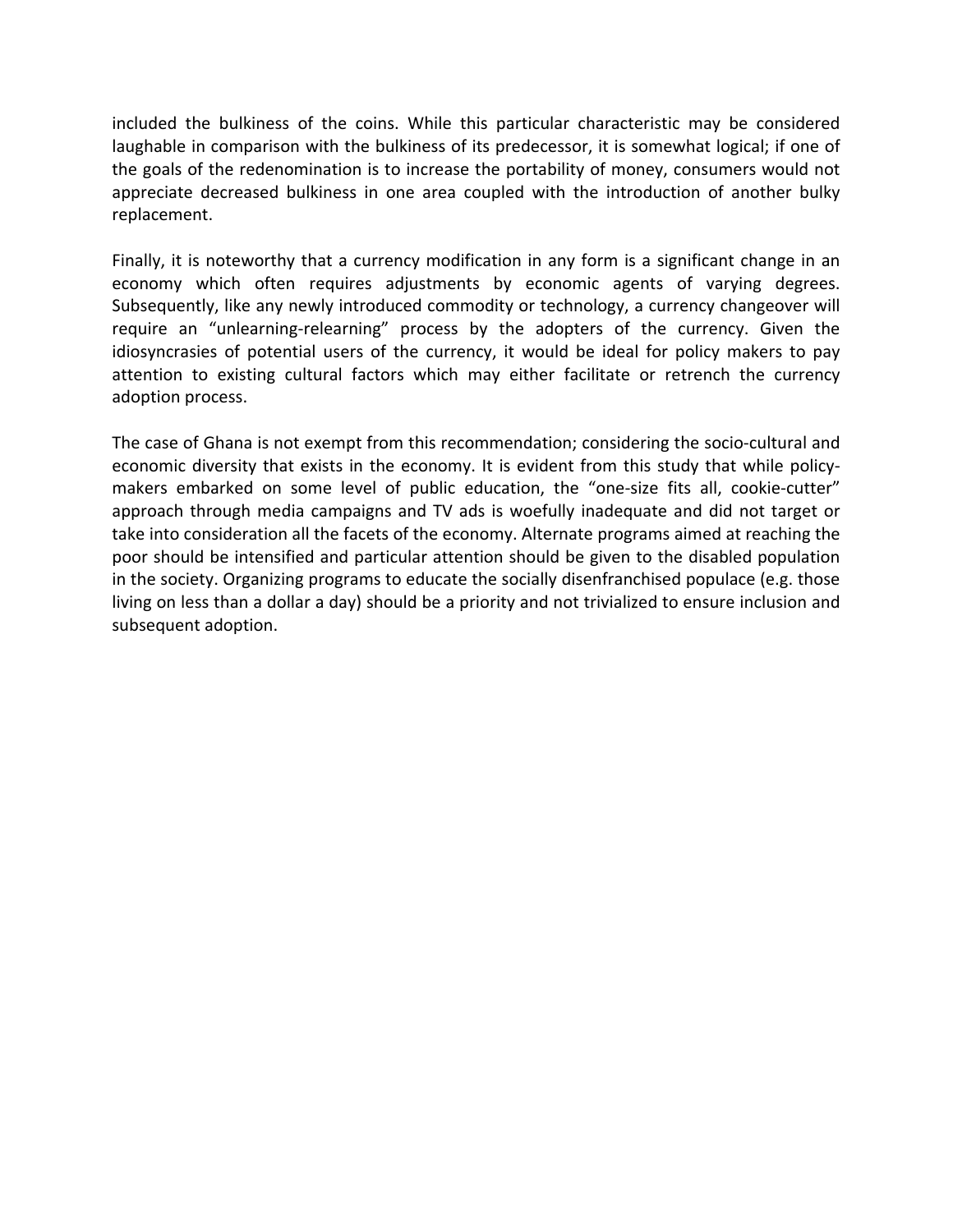included the bulkiness of the coins. While this particular characteristic may be considered laughable in comparison with the bulkiness of its predecessor, it is somewhat logical; if one of the goals of the redenomination is to increase the portability of money, consumers would not appreciate decreased bulkiness in one area coupled with the introduction of another bulky replacement.

Finally, it is noteworthy that a currency modification in any form is a significant change in an economy which often requires adjustments by economic agents of varying degrees. Subsequently, like any newly introduced commodity or technology, a currency changeover will require an "unlearning-relearning" process by the adopters of the currency. Given the idiosyncrasies of potential users of the currency, it would be ideal for policy makers to pay attention to existing cultural factors which may either facilitate or retrench the currency adoption process.

The case of Ghana is not exempt from this recommendation; considering the socio-cultural and economic diversity that exists in the economy. It is evident from this study that while policy-makers embarked on some level of public education, the "one-size fits all, cookie-cutter" approach through media campaigns and TV ads is woefully inadequate and did not target or take into consideration all the facets of the economy. Alternate programs aimed at reaching the poor should be intensified and particular attention should be given to the disabled population in the society. Organizing programs to educate the socially disenfranchised populace (e.g. those living on less than a dollar a day) should be a priority and not trivialized to ensure inclusion and subsequent adoption.